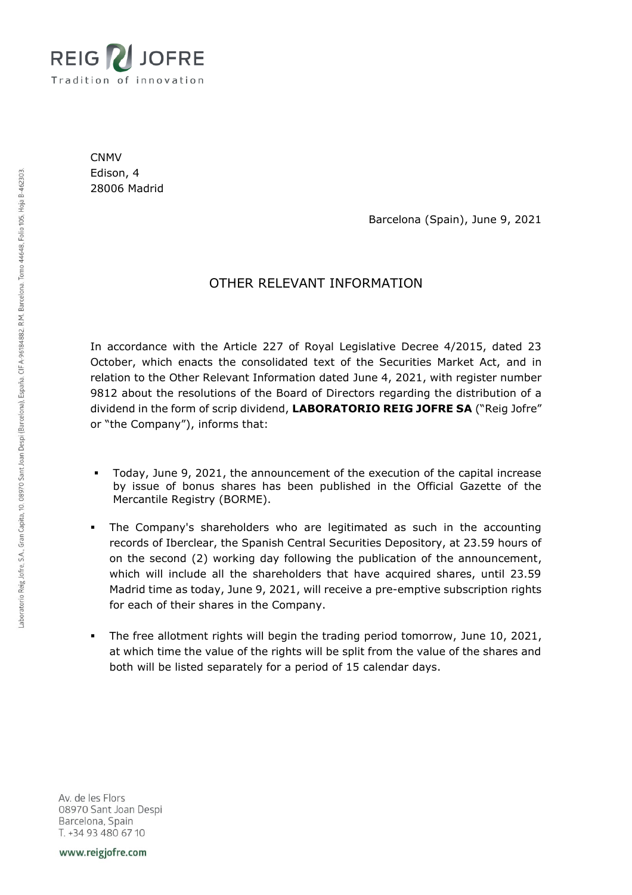CNMV
Edison, 4
28006 Madrid

Barcelona (Spain), June 9, 2021

# OTHER RELEVANT INFORMATION

In accordance with the Article 227 of Royal Legislative Decree 4/2015, dated 23 October, which enacts the consolidated text of the Securities Market Act, and in relation to the Other Relevant Information dated June 4, 2021, with register number 9812 about the resolutions of the Board of Directors regarding the distribution of a dividend in the form of scrip dividend, **LABORATORIO REIG JOFRE SA** ("Reig Jofre" or "the Company"), informs that:

- Today, June 9, 2021, the announcement of the execution of the capital increase by issue of bonus shares has been published in the Official Gazette of the Mercantile Registry (BORME).
- The Company's shareholders who are legitimated as such in the accounting records of Iberclear, the Spanish Central Securities Depository, at 23.59 hours of on the second (2) working day following the publication of the announcement, which will include all the shareholders that have acquired shares, until 23.59 Madrid time as today, June 9, 2021, will receive a pre-emptive subscription rights for each of their shares in the Company.
- The free allotment rights will begin the trading period tomorrow, June 10, 2021, at which time the value of the rights will be split from the value of the shares and both will be listed separately for a period of 15 calendar days.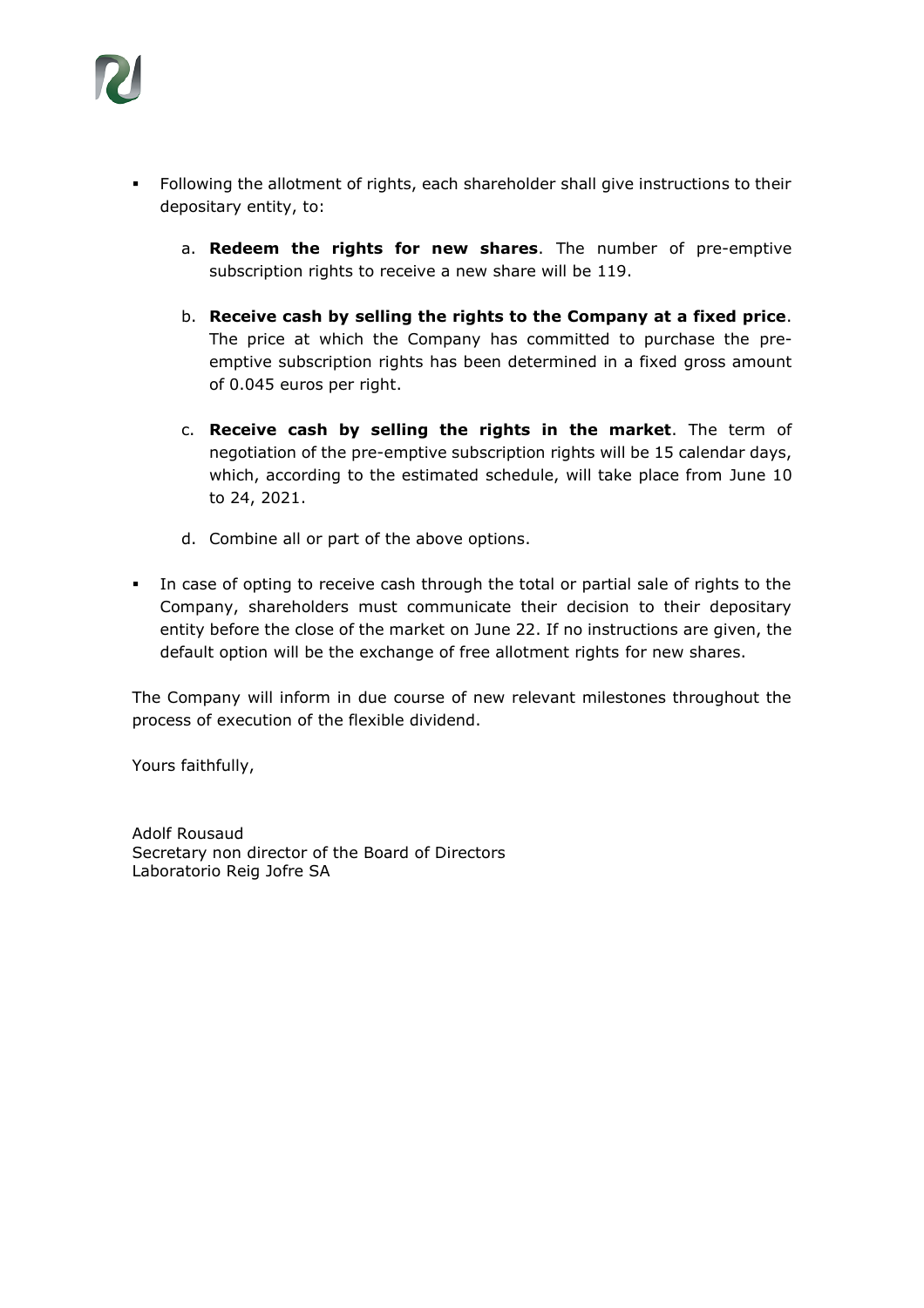- Following the allotment of rights, each shareholder shall give instructions to their depositary entity, to:

    a. **Redeem the rights for new shares**. The number of pre-emptive subscription rights to receive a new share will be 119.

    b. **Receive cash by selling the rights to the Company at a fixed price**. The price at which the Company has committed to purchase the pre-emptive subscription rights has been determined in a fixed gross amount of 0.045 euros per right.

    c. **Receive cash by selling the rights in the market**. The term of negotiation of the pre-emptive subscription rights will be 15 calendar days, which, according to the estimated schedule, will take place from June 10 to 24, 2021.

    d. Combine all or part of the above options.

- In case of opting to receive cash through the total or partial sale of rights to the Company, shareholders must communicate their decision to their depositary entity before the close of the market on June 22. If no instructions are given, the default option will be the exchange of free allotment rights for new shares.

The Company will inform in due course of new relevant milestones throughout the process of execution of the flexible dividend.

Yours faithfully,

Adolf Rousaud
Secretary non director of the Board of Directors
Laboratorio Reig Jofre SA